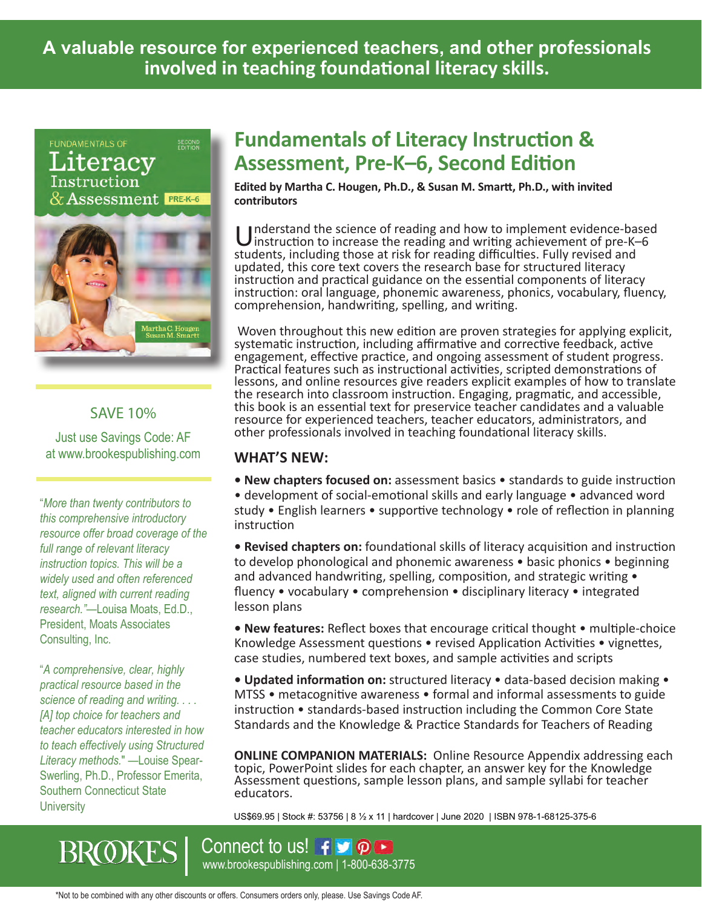**A valuable resource for experienced teachers, and other professionals involved in teaching foundational literacy skills.**

# Fundamentals of Literacy Instruction & Assessment, Pre-K–6, Second Edition

**Edited by Martha C. Hougen, Ph.D., & Susan M. Smartt, Ph.D., with invited contributors**

Understand the science of reading and how to implement evidence-based instruction to increase the reading and writing achievement of pre-K–6 students, including those at risk for reading difficulties. Fully revised and updated, this core text covers the research base for structured literacy instruction and practical guidance on the essential components of literacy instruction: oral language, phonemic awareness, phonics, vocabulary, fluency, comprehension, handwriting, spelling, and writing.

Woven throughout this new edition are proven strategies for applying explicit, systematic instruction, including affirmative and corrective feedback, active engagement, effective practice, and ongoing assessment of student progress. Practical features such as instructional activities, scripted demonstrations of lessons, and online resources give readers explicit examples of how to translate the research into classroom instruction. Engaging, pragmatic, and accessible, this book is an essential text for preservice teacher candidates and a valuable resource for experienced teachers, teacher educators, administrators, and other professionals involved in teaching foundational literacy skills.

## WHAT'S NEW:

- **New chapters focused on:** assessment basics • standards to guide instruction • development of social-emotional skills and early language • advanced word study • English learners • supportive technology • role of reflection in planning instruction
- **Revised chapters on:** foundational skills of literacy acquisition and instruction to develop phonological and phonemic awareness • basic phonics • beginning and advanced handwriting, spelling, composition, and strategic writing • fluency • vocabulary • comprehension • disciplinary literacy • integrated lesson plans
- **New features:** Reflect boxes that encourage critical thought • multiple-choice Knowledge Assessment questions • revised Application Activities • vignettes, case studies, numbered text boxes, and sample activities and scripts
- **Updated information on:** structured literacy • data-based decision making • MTSS • metacognitive awareness • formal and informal assessments to guide instruction • standards-based instruction including the Common Core State Standards and the Knowledge & Practice Standards for Teachers of Reading

**ONLINE COMPANION MATERIALS:** Online Resource Appendix addressing each topic, PowerPoint slides for each chapter, an answer key for the Knowledge Assessment questions, sample lesson plans, and sample syllabi for teacher educators.

US$69.95 | Stock #: 53756 | 8 ½ x 11 | hardcover | June 2020 | ISBN 978-1-68125-375-6

SAVE 10%

Just use Savings Code: AF at www.brookespublishing.com

*"More than twenty contributors to this comprehensive introductory resource offer broad coverage of the full range of relevant literacy instruction topics. This will be a widely used and often referenced text, aligned with current reading research."*—Louisa Moats, Ed.D., President, Moats Associates Consulting, Inc.

*"A comprehensive, clear, highly practical resource based in the science of reading and writing. . . . [A] top choice for teachers and teacher educators interested in how to teach effectively using Structured Literacy methods."* —Louise Spear-Swerling, Ph.D., Professor Emerita, Southern Connecticut State University

BROOKES | Connect to us!

www.brookespublishing.com | 1-800-638-3775

*Not to be combined with any other discounts or offers. Consumers orders only, please. Use Savings Code AF.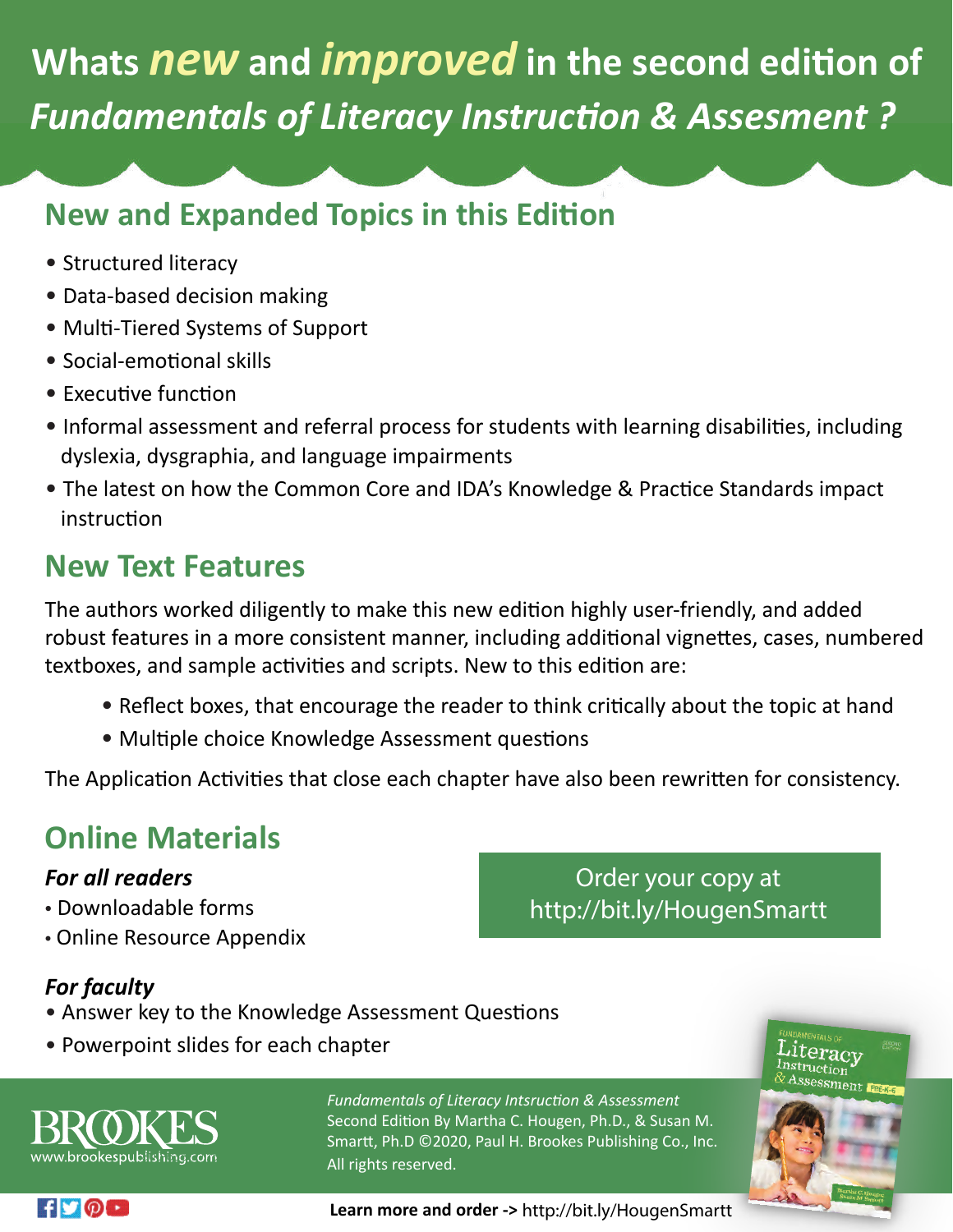# Whats *new* and *improved* in the second edition of *Fundamentals of Literacy Instruction & Assesment ?*

## New and Expanded Topics in this Edition

- Structured literacy
- Data-based decision making
- Multi-Tiered Systems of Support
- Social-emotional skills
- Executive function
- Informal assessment and referral process for students with learning disabilities, including dyslexia, dysgraphia, and language impairments
- The latest on how the Common Core and IDA's Knowledge & Practice Standards impact instruction

## New Text Features

The authors worked diligently to make this new edition highly user-friendly, and added robust features in a more consistent manner, including additional vignettes, cases, numbered textboxes, and sample activities and scripts. New to this edition are:

- Reflect boxes, that encourage the reader to think critically about the topic at hand
- Multiple choice Knowledge Assessment questions

The Application Activities that close each chapter have also been rewritten for consistency.

## Online Materials

### *For all readers*

- Downloadable forms
- Online Resource Appendix

Order your copy at http://bit.ly/HougenSmartt

### *For faculty*

- Answer key to the Knowledge Assessment Questions
- Powerpoint slides for each chapter

BROOKES
www.brookespublishing.com

*Fundamentals of Literacy Intsruction & Assessment*
Second Edition By Martha C. Hougen, Ph.D., & Susan M. Smartt, Ph.D ©2020, Paul H. Brookes Publishing Co., Inc. All rights reserved.

**Learn more and order ->** http://bit.ly/HougenSmartt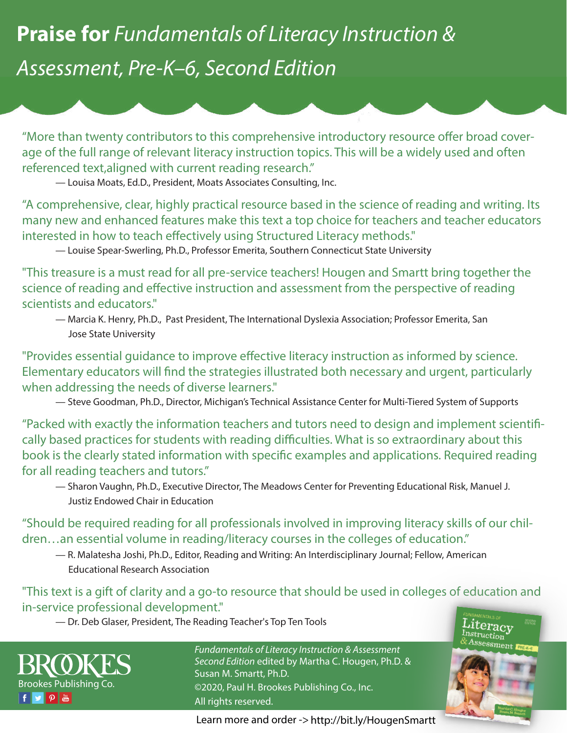# **Praise for** *Fundamentals of Literacy Instruction & Assessment, Pre-K–6, Second Edition*

"More than twenty contributors to this comprehensive introductory resource offer broad coverage of the full range of relevant literacy instruction topics. This will be a widely used and often referenced text,aligned with current reading research."

— Louisa Moats, Ed.D., President, Moats Associates Consulting, Inc.

"A comprehensive, clear, highly practical resource based in the science of reading and writing. Its many new and enhanced features make this text a top choice for teachers and teacher educators interested in how to teach effectively using Structured Literacy methods."

— Louise Spear-Swerling, Ph.D., Professor Emerita, Southern Connecticut State University

"This treasure is a must read for all pre-service teachers! Hougen and Smartt bring together the science of reading and effective instruction and assessment from the perspective of reading scientists and educators."

— Marcia K. Henry, Ph.D., Past President, The International Dyslexia Association; Professor Emerita, San Jose State University

"Provides essential guidance to improve effective literacy instruction as informed by science. Elementary educators will find the strategies illustrated both necessary and urgent, particularly when addressing the needs of diverse learners."

— Steve Goodman, Ph.D., Director, Michigan's Technical Assistance Center for Multi-Tiered System of Supports

"Packed with exactly the information teachers and tutors need to design and implement scientifically based practices for students with reading difficulties. What is so extraordinary about this book is the clearly stated information with specific examples and applications. Required reading for all reading teachers and tutors."

— Sharon Vaughn, Ph.D., Executive Director, The Meadows Center for Preventing Educational Risk, Manuel J. Justiz Endowed Chair in Education

"Should be required reading for all professionals involved in improving literacy skills of our children…an essential volume in reading/literacy courses in the colleges of education."

— R. Malatesha Joshi, Ph.D., Editor, Reading and Writing: An Interdisciplinary Journal; Fellow, American Educational Research Association

"This text is a gift of clarity and a go-to resource that should be used in colleges of education and in-service professional development."

— Dr. Deb Glaser, President, The Reading Teacher's Top Ten Tools

BROOKES
Brookes Publishing Co.

*Fundamentals of Literacy Instruction & Assessment Second Edition* edited by Martha C. Hougen, Ph.D. & Susan M. Smartt, Ph.D.
©2020, Paul H. Brookes Publishing Co., Inc.
All rights reserved.

Learn more and order -> http://bit.ly/HougenSmartt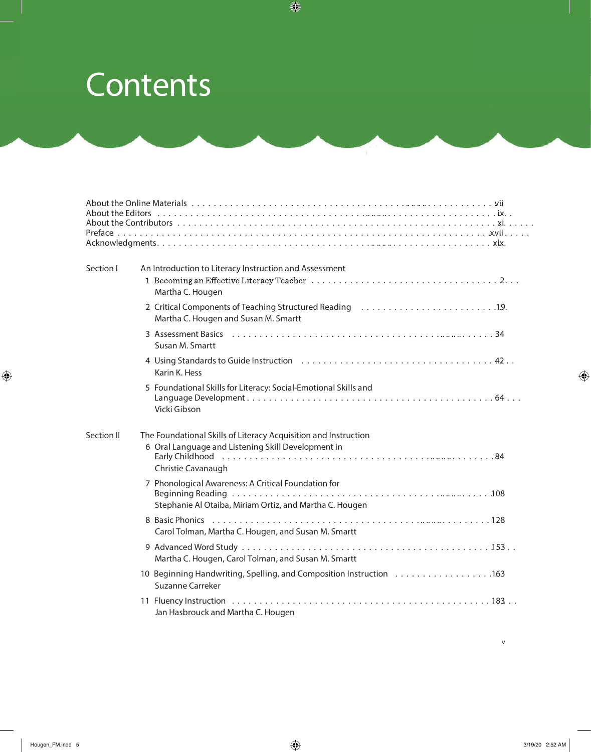# Contents

About the Online Materials . . . . . . . . . . vii
About the Editors . . . . . . . . . . ix
About the Contributors . . . . . . . . . . xi
Preface . . . . . . . . . . xvii
Acknowledgments . . . . . . . . . . xix

**Section I** An Introduction to Literacy Instruction and Assessment

1 Becoming an Effective Literacy Teacher . . . . . . . . . . 2
Martha C. Hougen

2 Critical Components of Teaching Structured Reading . . . . . . . . . . 19
Martha C. Hougen and Susan M. Smartt

3 Assessment Basics . . . . . . . . . . 34
Susan M. Smartt

4 Using Standards to Guide Instruction . . . . . . . . . . 42
Karin K. Hess

5 Foundational Skills for Literacy: Social-Emotional Skills and Language Development . . . . . . . . . . 64
Vicki Gibson

**Section II** The Foundational Skills of Literacy Acquisition and Instruction

6 Oral Language and Listening Skill Development in Early Childhood . . . . . . . . . . 84
Christie Cavanaugh

7 Phonological Awareness: A Critical Foundation for Beginning Reading . . . . . . . . . . 108
Stephanie Al Otaiba, Miriam Ortiz, and Martha C. Hougen

8 Basic Phonics . . . . . . . . . . 128
Carol Tolman, Martha C. Hougen, and Susan M. Smartt

9 Advanced Word Study . . . . . . . . . . 153
Martha C. Hougen, Carol Tolman, and Susan M. Smartt

10 Beginning Handwriting, Spelling, and Composition Instruction . . . . . . . . . . 163
Suzanne Carreker

11 Fluency Instruction . . . . . . . . . . 183
Jan Hasbrouck and Martha C. Hougen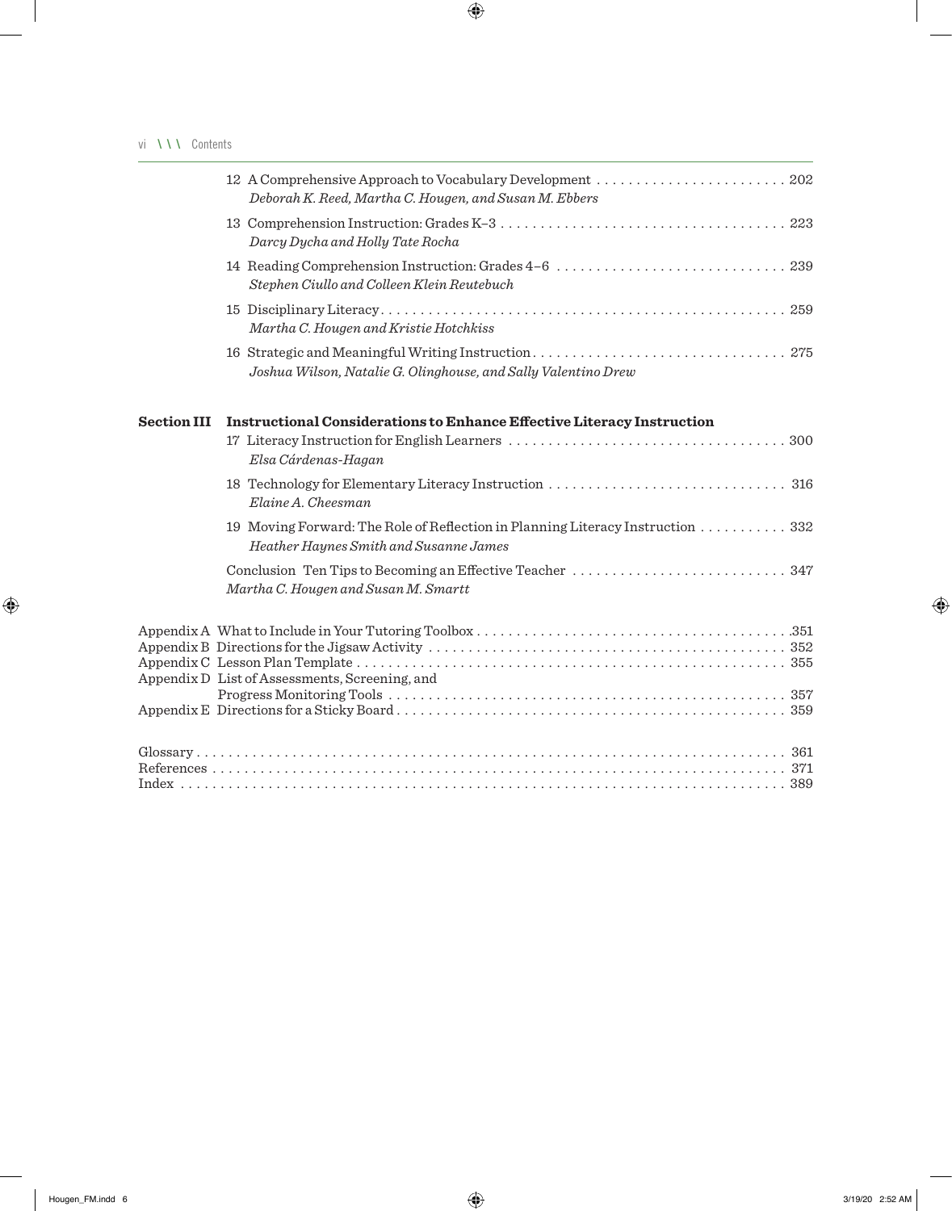12 A Comprehensive Approach to Vocabulary Development . . . . . . . . . . . . . . . . . . . . . . . . 202
*Deborah K. Reed, Martha C. Hougen, and Susan M. Ebbers*

13 Comprehension Instruction: Grades K–3 . . . . . . . . . . . . . . . . . . . . . . . . . . . . . . . . . . . . 223
*Darcy Dycha and Holly Tate Rocha*

14 Reading Comprehension Instruction: Grades 4–6 . . . . . . . . . . . . . . . . . . . . . . . . . . . . . 239
*Stephen Ciullo and Colleen Klein Reutebuch*

15 Disciplinary Literacy . . . . . . . . . . . . . . . . . . . . . . . . . . . . . . . . . . . . . . . . . . . . . . . . . . 259
*Martha C. Hougen and Kristie Hotchkiss*

16 Strategic and Meaningful Writing Instruction . . . . . . . . . . . . . . . . . . . . . . . . . . . . . . . . 275
*Joshua Wilson, Natalie G. Olinghouse, and Sally Valentino Drew*

**Section III Instructional Considerations to Enhance Effective Literacy Instruction**

17 Literacy Instruction for English Learners . . . . . . . . . . . . . . . . . . . . . . . . . . . . . . . . . . . 300
*Elsa Cárdenas-Hagan*

18 Technology for Elementary Literacy Instruction . . . . . . . . . . . . . . . . . . . . . . . . . . . . . . 316
*Elaine A. Cheesman*

19 Moving Forward: The Role of Reflection in Planning Literacy Instruction . . . . . . . . . . . 332
*Heather Haynes Smith and Susanne James*

Conclusion Ten Tips to Becoming an Effective Teacher . . . . . . . . . . . . . . . . . . . . . . . . . . . 347
*Martha C. Hougen and Susan M. Smartt*

Appendix A What to Include in Your Tutoring Toolbox . . . . . . . . . . . . . . . . . . . . . . . . . . . . . . . .351
Appendix B Directions for the Jigsaw Activity . . . . . . . . . . . . . . . . . . . . . . . . . . . . . . . . . . . . 352
Appendix C Lesson Plan Template . . . . . . . . . . . . . . . . . . . . . . . . . . . . . . . . . . . . . . . . . . . . 355
Appendix D List of Assessments, Screening, and Progress Monitoring Tools . . . . . . . . . . . . . . . 357
Appendix E Directions for a Sticky Board . . . . . . . . . . . . . . . . . . . . . . . . . . . . . . . . . . . . . . . 359

Glossary . . . . . . . . . . . . . . . . . . . . . . . . . . . . . . . . . . . . . . . . . . . . . . . . . . . . . . . . . . . . . . 361
References . . . . . . . . . . . . . . . . . . . . . . . . . . . . . . . . . . . . . . . . . . . . . . . . . . . . . . . . . . . . 371
Index . . . . . . . . . . . . . . . . . . . . . . . . . . . . . . . . . . . . . . . . . . . . . . . . . . . . . . . . . . . . . . . . 389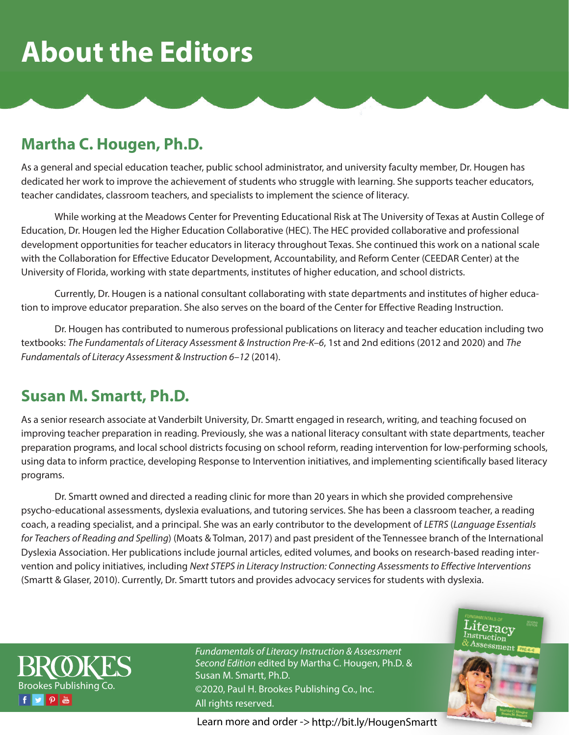# About the Editors

## Martha C. Hougen, Ph.D.

As a general and special education teacher, public school administrator, and university faculty member, Dr. Hougen has dedicated her work to improve the achievement of students who struggle with learning. She supports teacher educators, teacher candidates, classroom teachers, and specialists to implement the science of literacy.

While working at the Meadows Center for Preventing Educational Risk at The University of Texas at Austin College of Education, Dr. Hougen led the Higher Education Collaborative (HEC). The HEC provided collaborative and professional development opportunities for teacher educators in literacy throughout Texas. She continued this work on a national scale with the Collaboration for Effective Educator Development, Accountability, and Reform Center (CEEDAR Center) at the University of Florida, working with state departments, institutes of higher education, and school districts.

Currently, Dr. Hougen is a national consultant collaborating with state departments and institutes of higher education to improve educator preparation. She also serves on the board of the Center for Effective Reading Instruction.

Dr. Hougen has contributed to numerous professional publications on literacy and teacher education including two textbooks: *The Fundamentals of Literacy Assessment & Instruction Pre-K–6*, 1st and 2nd editions (2012 and 2020) and *The Fundamentals of Literacy Assessment & Instruction 6–12* (2014).

## Susan M. Smartt, Ph.D.

As a senior research associate at Vanderbilt University, Dr. Smartt engaged in research, writing, and teaching focused on improving teacher preparation in reading. Previously, she was a national literacy consultant with state departments, teacher preparation programs, and local school districts focusing on school reform, reading intervention for low-performing schools, using data to inform practice, developing Response to Intervention initiatives, and implementing scientifically based literacy programs.

Dr. Smartt owned and directed a reading clinic for more than 20 years in which she provided comprehensive psycho-educational assessments, dyslexia evaluations, and tutoring services. She has been a classroom teacher, a reading coach, a reading specialist, and a principal. She was an early contributor to the development of *LETRS* (*Language Essentials for Teachers of Reading and Spelling*) (Moats & Tolman, 2017) and past president of the Tennessee branch of the International Dyslexia Association. Her publications include journal articles, edited volumes, and books on research-based reading intervention and policy initiatives, including *Next STEPS in Literacy Instruction: Connecting Assessments to Effective Interventions* (Smartt & Glaser, 2010). Currently, Dr. Smartt tutors and provides advocacy services for students with dyslexia.

BROOKES
Brookes Publishing Co.

*Fundamentals of Literacy Instruction & Assessment Second Edition* edited by Martha C. Hougen, Ph.D. & Susan M. Smartt, Ph.D.
©2020, Paul H. Brookes Publishing Co., Inc.
All rights reserved.

Learn more and order -> http://bit.ly/HougenSmartt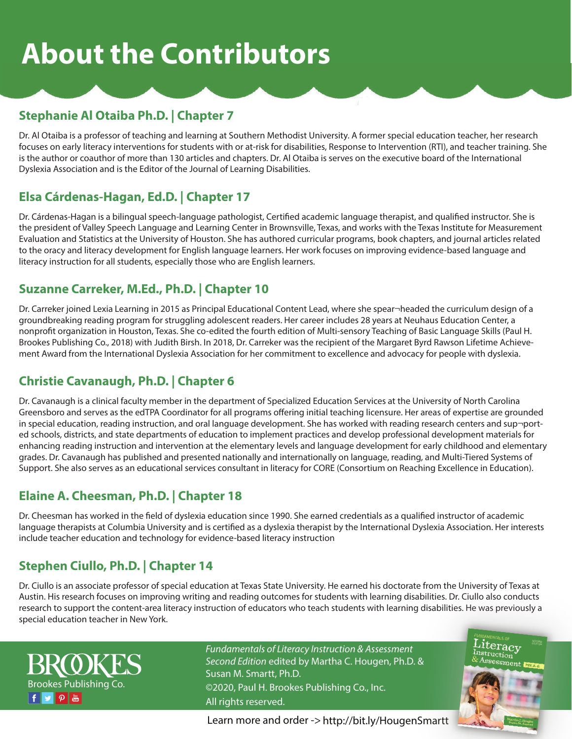# About the Contributors

## Stephanie Al Otaiba Ph.D. | Chapter 7

Dr. Al Otaiba is a professor of teaching and learning at Southern Methodist University. A former special education teacher, her research focuses on early literacy interventions for students with or at-risk for disabilities, Response to Intervention (RTI), and teacher training. She is the author or coauthor of more than 130 articles and chapters. Dr. Al Otaiba is serves on the executive board of the International Dyslexia Association and is the Editor of the Journal of Learning Disabilities.

## Elsa Cárdenas-Hagan, Ed.D. | Chapter 17

Dr. Cárdenas-Hagan is a bilingual speech-language pathologist, Certified academic language therapist, and qualified instructor. She is the president of Valley Speech Language and Learning Center in Brownsville, Texas, and works with the Texas Institute for Measurement Evaluation and Statistics at the University of Houston. She has authored curricular programs, book chapters, and journal articles related to the oracy and literacy development for English language learners. Her work focuses on improving evidence-based language and literacy instruction for all students, especially those who are English learners.

## Suzanne Carreker, M.Ed., Ph.D. | Chapter 10

Dr. Carreker joined Lexia Learning in 2015 as Principal Educational Content Lead, where she spear¬headed the curriculum design of a groundbreaking reading program for struggling adolescent readers. Her career includes 28 years at Neuhaus Education Center, a nonprofit organization in Houston, Texas. She co-edited the fourth edition of Multi-sensory Teaching of Basic Language Skills (Paul H. Brookes Publishing Co., 2018) with Judith Birsh. In 2018, Dr. Carreker was the recipient of the Margaret Byrd Rawson Lifetime Achievement Award from the International Dyslexia Association for her commitment to excellence and advocacy for people with dyslexia.

## Christie Cavanaugh, Ph.D. | Chapter 6

Dr. Cavanaugh is a clinical faculty member in the department of Specialized Education Services at the University of North Carolina Greensboro and serves as the edTPA Coordinator for all programs offering initial teaching licensure. Her areas of expertise are grounded in special education, reading instruction, and oral language development. She has worked with reading research centers and sup¬ported schools, districts, and state departments of education to implement practices and develop professional development materials for enhancing reading instruction and intervention at the elementary levels and language development for early childhood and elementary grades. Dr. Cavanaugh has published and presented nationally and internationally on language, reading, and Multi-Tiered Systems of Support. She also serves as an educational services consultant in literacy for CORE (Consortium on Reaching Excellence in Education).

## Elaine A. Cheesman, Ph.D. | Chapter 18

Dr. Cheesman has worked in the field of dyslexia education since 1990. She earned credentials as a qualified instructor of academic language therapists at Columbia University and is certified as a dyslexia therapist by the International Dyslexia Association. Her interests include teacher education and technology for evidence-based literacy instruction

## Stephen Ciullo, Ph.D. | Chapter 14

Dr. Ciullo is an associate professor of special education at Texas State University. He earned his doctorate from the University of Texas at Austin. His research focuses on improving writing and reading outcomes for students with learning disabilities. Dr. Ciullo also conducts research to support the content-area literacy instruction of educators who teach students with learning disabilities. He was previously a special education teacher in New York.

BROOKES
Brookes Publishing Co.

*Fundamentals of Literacy Instruction & Assessment Second Edition* edited by Martha C. Hougen, Ph.D. & Susan M. Smartt, Ph.D.
©2020, Paul H. Brookes Publishing Co., Inc.
All rights reserved.

Learn more and order -> http://bit.ly/HougenSmartt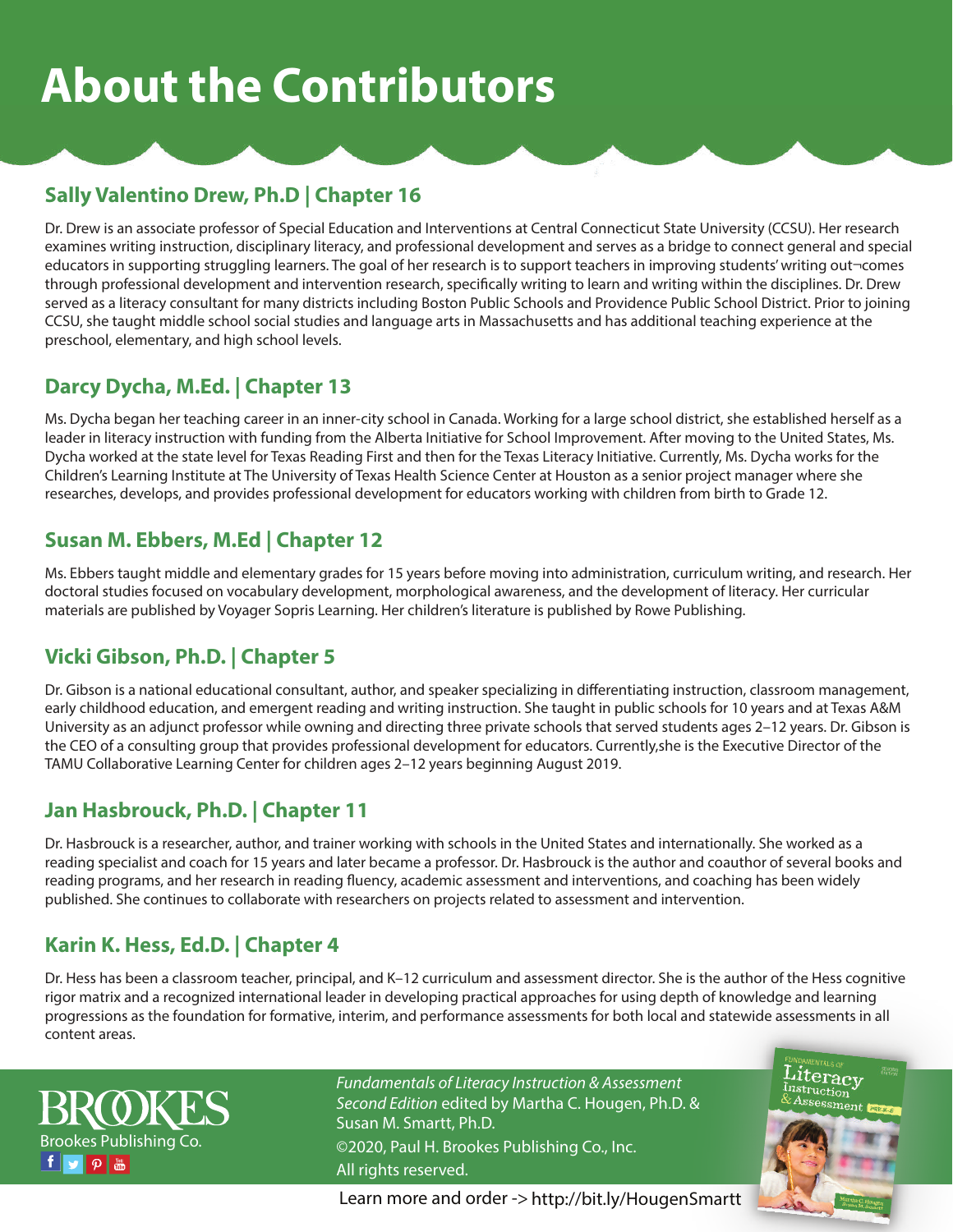# About the Contributors

## Sally Valentino Drew, Ph.D | Chapter 16

Dr. Drew is an associate professor of Special Education and Interventions at Central Connecticut State University (CCSU). Her research examines writing instruction, disciplinary literacy, and professional development and serves as a bridge to connect general and special educators in supporting struggling learners. The goal of her research is to support teachers in improving students' writing out¬comes through professional development and intervention research, specifically writing to learn and writing within the disciplines. Dr. Drew served as a literacy consultant for many districts including Boston Public Schools and Providence Public School District. Prior to joining CCSU, she taught middle school social studies and language arts in Massachusetts and has additional teaching experience at the preschool, elementary, and high school levels.

## Darcy Dycha, M.Ed. | Chapter 13

Ms. Dycha began her teaching career in an inner-city school in Canada. Working for a large school district, she established herself as a leader in literacy instruction with funding from the Alberta Initiative for School Improvement. After moving to the United States, Ms. Dycha worked at the state level for Texas Reading First and then for the Texas Literacy Initiative. Currently, Ms. Dycha works for the Children's Learning Institute at The University of Texas Health Science Center at Houston as a senior project manager where she researches, develops, and provides professional development for educators working with children from birth to Grade 12.

## Susan M. Ebbers, M.Ed | Chapter 12

Ms. Ebbers taught middle and elementary grades for 15 years before moving into administration, curriculum writing, and research. Her doctoral studies focused on vocabulary development, morphological awareness, and the development of literacy. Her curricular materials are published by Voyager Sopris Learning. Her children's literature is published by Rowe Publishing.

## Vicki Gibson, Ph.D. | Chapter 5

Dr. Gibson is a national educational consultant, author, and speaker specializing in differentiating instruction, classroom management, early childhood education, and emergent reading and writing instruction. She taught in public schools for 10 years and at Texas A&M University as an adjunct professor while owning and directing three private schools that served students ages 2–12 years. Dr. Gibson is the CEO of a consulting group that provides professional development for educators. Currently,she is the Executive Director of the TAMU Collaborative Learning Center for children ages 2–12 years beginning August 2019.

## Jan Hasbrouck, Ph.D. | Chapter 11

Dr. Hasbrouck is a researcher, author, and trainer working with schools in the United States and internationally. She worked as a reading specialist and coach for 15 years and later became a professor. Dr. Hasbrouck is the author and coauthor of several books and reading programs, and her research in reading fluency, academic assessment and interventions, and coaching has been widely published. She continues to collaborate with researchers on projects related to assessment and intervention.

## Karin K. Hess, Ed.D. | Chapter 4

Dr. Hess has been a classroom teacher, principal, and K–12 curriculum and assessment director. She is the author of the Hess cognitive rigor matrix and a recognized international leader in developing practical approaches for using depth of knowledge and learning progressions as the foundation for formative, interim, and performance assessments for both local and statewide assessments in all content areas.

BROOKES
Brookes Publishing Co.

*Fundamentals of Literacy Instruction & Assessment Second Edition* edited by Martha C. Hougen, Ph.D. & Susan M. Smartt, Ph.D.
©2020, Paul H. Brookes Publishing Co., Inc.
All rights reserved.

Learn more and order -> http://bit.ly/HougenSmartt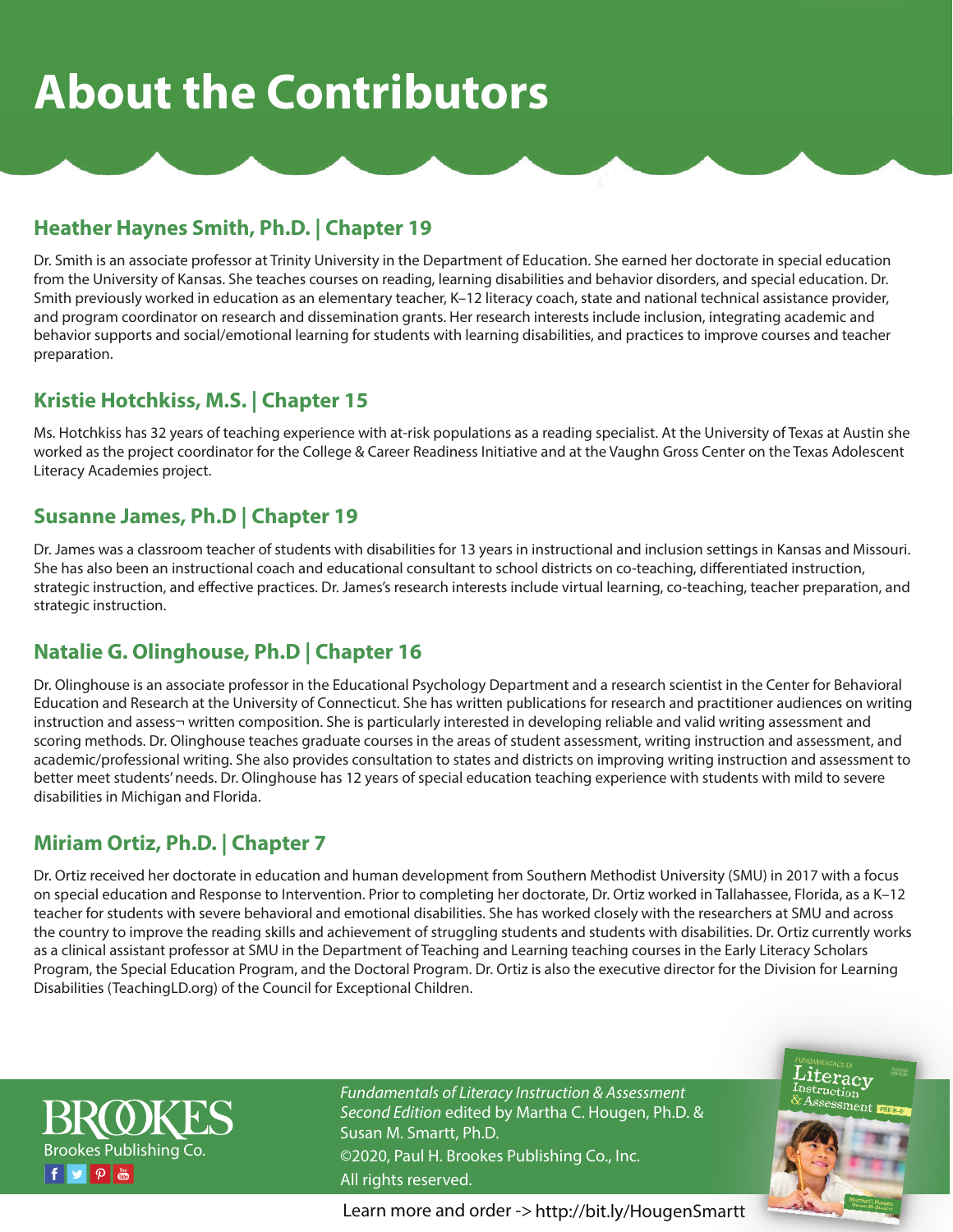# About the Contributors

## Heather Haynes Smith, Ph.D. | Chapter 19

Dr. Smith is an associate professor at Trinity University in the Department of Education. She earned her doctorate in special education from the University of Kansas. She teaches courses on reading, learning disabilities and behavior disorders, and special education. Dr. Smith previously worked in education as an elementary teacher, K–12 literacy coach, state and national technical assistance provider, and program coordinator on research and dissemination grants. Her research interests include inclusion, integrating academic and behavior supports and social/emotional learning for students with learning disabilities, and practices to improve courses and teacher preparation.

## Kristie Hotchkiss, M.S. | Chapter 15

Ms. Hotchkiss has 32 years of teaching experience with at-risk populations as a reading specialist. At the University of Texas at Austin she worked as the project coordinator for the College & Career Readiness Initiative and at the Vaughn Gross Center on the Texas Adolescent Literacy Academies project.

## Susanne James, Ph.D | Chapter 19

Dr. James was a classroom teacher of students with disabilities for 13 years in instructional and inclusion settings in Kansas and Missouri. She has also been an instructional coach and educational consultant to school districts on co-teaching, differentiated instruction, strategic instruction, and effective practices. Dr. James's research interests include virtual learning, co-teaching, teacher preparation, and strategic instruction.

## Natalie G. Olinghouse, Ph.D | Chapter 16

Dr. Olinghouse is an associate professor in the Educational Psychology Department and a research scientist in the Center for Behavioral Education and Research at the University of Connecticut. She has written publications for research and practitioner audiences on writing instruction and assess¬ written composition. She is particularly interested in developing reliable and valid writing assessment and scoring methods. Dr. Olinghouse teaches graduate courses in the areas of student assessment, writing instruction and assessment, and academic/professional writing. She also provides consultation to states and districts on improving writing instruction and assessment to better meet students' needs. Dr. Olinghouse has 12 years of special education teaching experience with students with mild to severe disabilities in Michigan and Florida.

## Miriam Ortiz, Ph.D. | Chapter 7

Dr. Ortiz received her doctorate in education and human development from Southern Methodist University (SMU) in 2017 with a focus on special education and Response to Intervention. Prior to completing her doctorate, Dr. Ortiz worked in Tallahassee, Florida, as a K–12 teacher for students with severe behavioral and emotional disabilities. She has worked closely with the researchers at SMU and across the country to improve the reading skills and achievement of struggling students and students with disabilities. Dr. Ortiz currently works as a clinical assistant professor at SMU in the Department of Teaching and Learning teaching courses in the Early Literacy Scholars Program, the Special Education Program, and the Doctoral Program. Dr. Ortiz is also the executive director for the Division for Learning Disabilities (TeachingLD.org) of the Council for Exceptional Children.

BROOKES
Brookes Publishing Co.

*Fundamentals of Literacy Instruction & Assessment Second Edition* edited by Martha C. Hougen, Ph.D. & Susan M. Smartt, Ph.D.
©2020, Paul H. Brookes Publishing Co., Inc.
All rights reserved.

Learn more and order -> http://bit.ly/HougenSmartt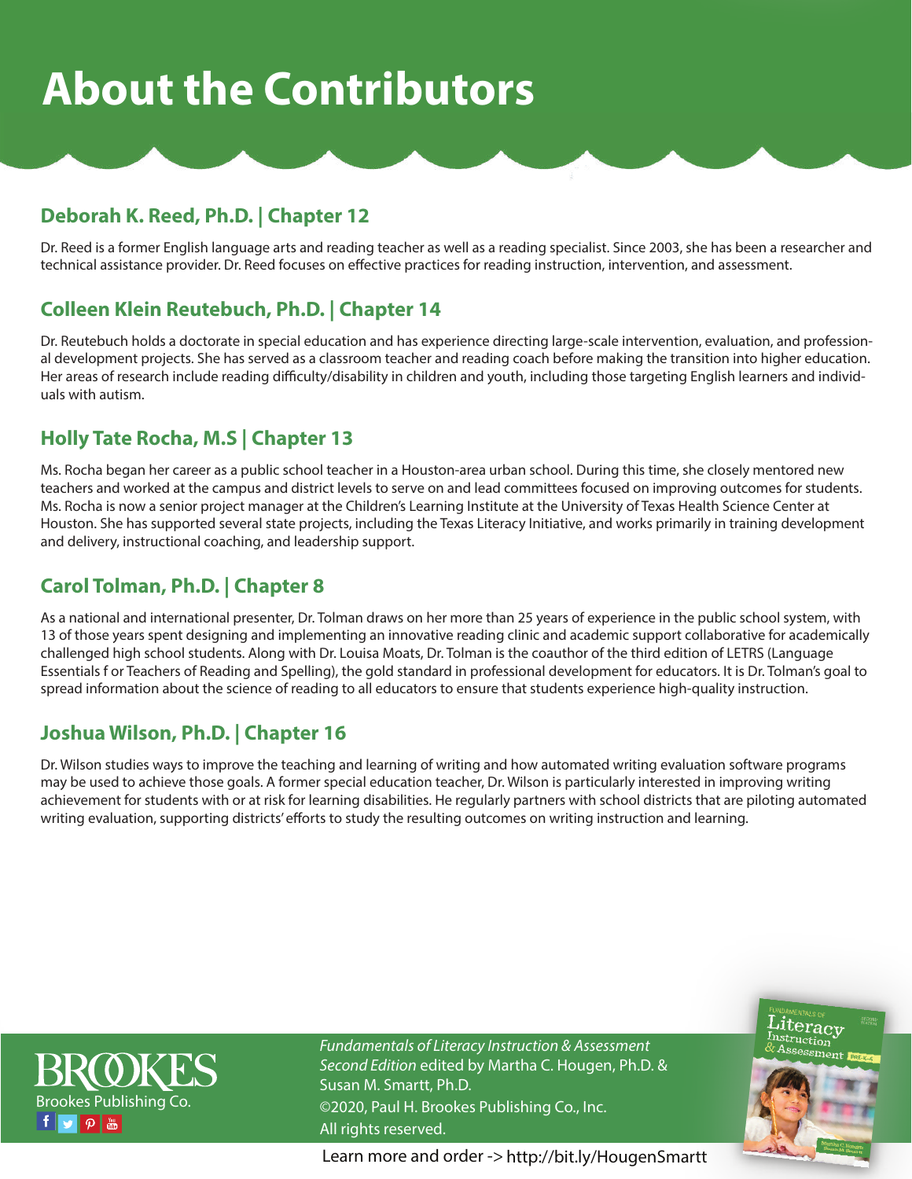# About the Contributors

## Deborah K. Reed, Ph.D. | Chapter 12

Dr. Reed is a former English language arts and reading teacher as well as a reading specialist. Since 2003, she has been a researcher and technical assistance provider. Dr. Reed focuses on effective practices for reading instruction, intervention, and assessment.

## Colleen Klein Reutebuch, Ph.D. | Chapter 14

Dr. Reutebuch holds a doctorate in special education and has experience directing large-scale intervention, evaluation, and professional development projects. She has served as a classroom teacher and reading coach before making the transition into higher education. Her areas of research include reading difficulty/disability in children and youth, including those targeting English learners and individuals with autism.

## Holly Tate Rocha, M.S | Chapter 13

Ms. Rocha began her career as a public school teacher in a Houston-area urban school. During this time, she closely mentored new teachers and worked at the campus and district levels to serve on and lead committees focused on improving outcomes for students. Ms. Rocha is now a senior project manager at the Children's Learning Institute at the University of Texas Health Science Center at Houston. She has supported several state projects, including the Texas Literacy Initiative, and works primarily in training development and delivery, instructional coaching, and leadership support.

## Carol Tolman, Ph.D. | Chapter 8

As a national and international presenter, Dr. Tolman draws on her more than 25 years of experience in the public school system, with 13 of those years spent designing and implementing an innovative reading clinic and academic support collaborative for academically challenged high school students. Along with Dr. Louisa Moats, Dr. Tolman is the coauthor of the third edition of LETRS (Language Essentials f or Teachers of Reading and Spelling), the gold standard in professional development for educators. It is Dr. Tolman's goal to spread information about the science of reading to all educators to ensure that students experience high-quality instruction.

## Joshua Wilson, Ph.D. | Chapter 16

Dr. Wilson studies ways to improve the teaching and learning of writing and how automated writing evaluation software programs may be used to achieve those goals. A former special education teacher, Dr. Wilson is particularly interested in improving writing achievement for students with or at risk for learning disabilities. He regularly partners with school districts that are piloting automated writing evaluation, supporting districts' efforts to study the resulting outcomes on writing instruction and learning.

BROOKES
Brookes Publishing Co.

*Fundamentals of Literacy Instruction & Assessment Second Edition* edited by Martha C. Hougen, Ph.D. & Susan M. Smartt, Ph.D.
©2020, Paul H. Brookes Publishing Co., Inc.
All rights reserved.

Learn more and order -> http://bit.ly/HougenSmartt